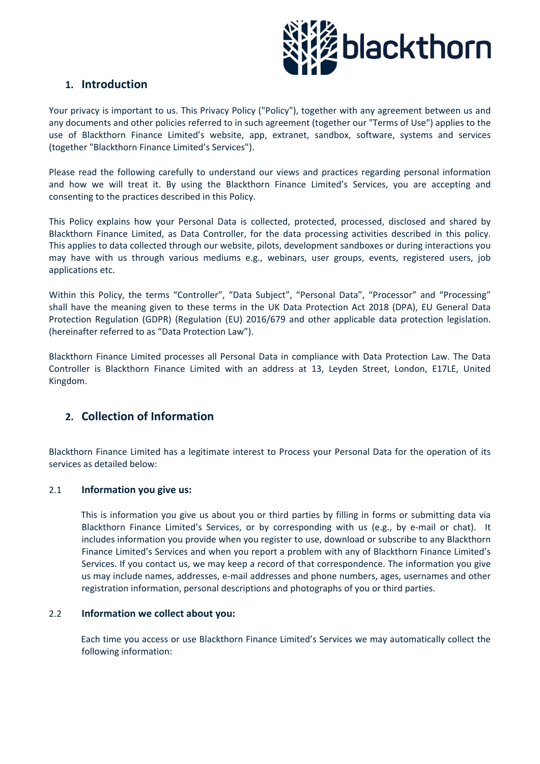## 1. Introduction

Your privacy is important to us. This Privacy Policy ("Policy"), together with any agreement between us and any documents and other policies referred to in such agreement (together our "Terms of Use") applies to the use of Blackthorn Finance Limited's website, app, extranet, sandbox, software, systems and services (together "Blackthorn Finance Limited's Services").

Please read the following carefully to understand our views and practices regarding personal information and how we will treat it. By using the Blackthorn Finance Limited's Services, you are accepting and consenting to the practices described in this Policy.

This Policy explains how your Personal Data is collected, protected, processed, disclosed and shared by Blackthorn Finance Limited, as Data Controller, for the data processing activities described in this policy. This applies to data collected through our website, pilots, development sandboxes or during interactions you may have with us through various mediums e.g., webinars, user groups, events, registered users, job applications etc.

Within this Policy, the terms "Controller", "Data Subject", "Personal Data", "Processor" and "Processing" shall have the meaning given to these terms in the UK Data Protection Act 2018 (DPA), EU General Data Protection Regulation (GDPR) (Regulation (EU) 2016/679 and other applicable data protection legislation. (hereinafter referred to as "Data Protection Law").

Blackthorn Finance Limited processes all Personal Data in compliance with Data Protection Law. The Data Controller is Blackthorn Finance Limited with an address at 13, Leyden Street, London, E17LE, United Kingdom.

## 2. Collection of Information

Blackthorn Finance Limited has a legitimate interest to Process your Personal Data for the operation of its services as detailed below:

### 2.1 Information you give us:

This is information you give us about you or third parties by filling in forms or submitting data via Blackthorn Finance Limited's Services, or by corresponding with us (e.g., by e-mail or chat). It includes information you provide when you register to use, download or subscribe to any Blackthorn Finance Limited's Services and when you report a problem with any of Blackthorn Finance Limited's Services. If you contact us, we may keep a record of that correspondence. The information you give us may include names, addresses, e-mail addresses and phone numbers, ages, usernames and other registration information, personal descriptions and photographs of you or third parties.

### 2.2 Information we collect about you:

Each time you access or use Blackthorn Finance Limited's Services we may automatically collect the following information: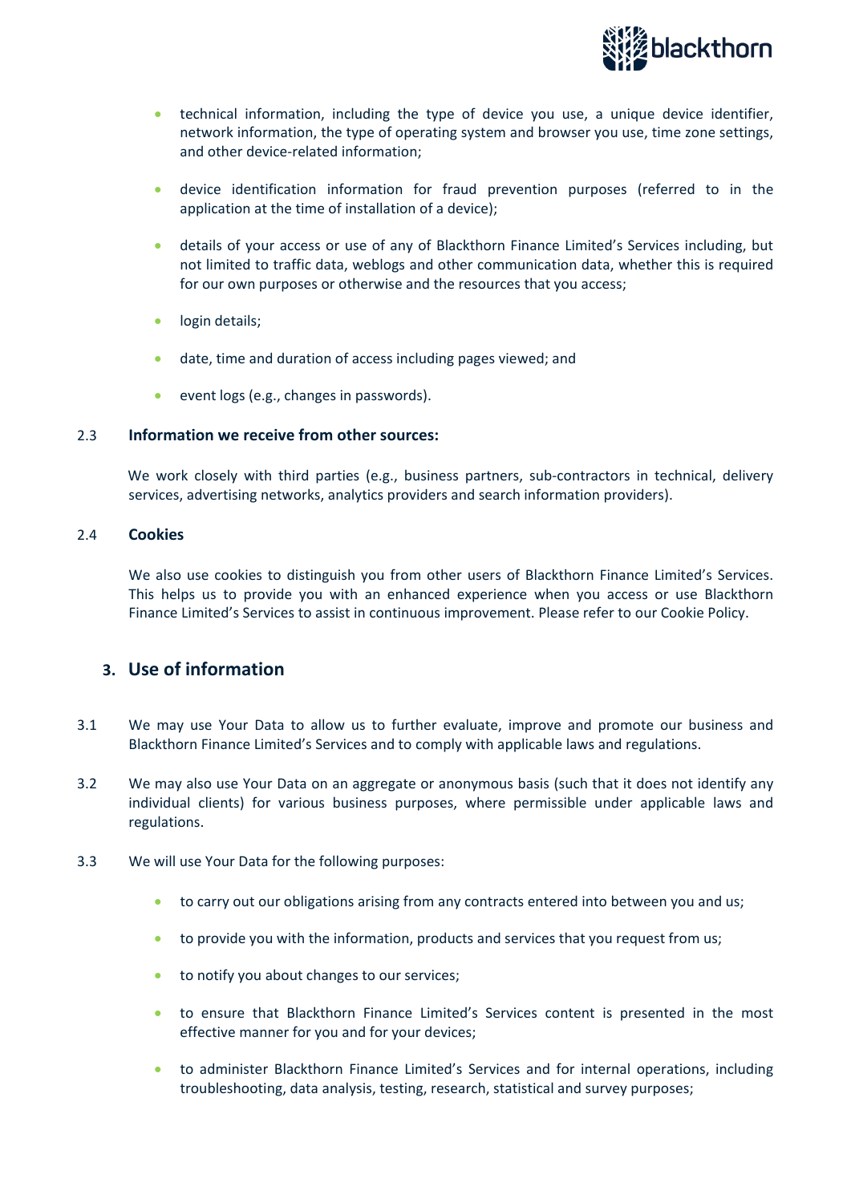- technical information, including the type of device you use, a unique device identifier, network information, the type of operating system and browser you use, time zone settings, and other device-related information;
- device identification information for fraud prevention purposes (referred to in the application at the time of installation of a device);
- details of your access or use of any of Blackthorn Finance Limited's Services including, but not limited to traffic data, weblogs and other communication data, whether this is required for our own purposes or otherwise and the resources that you access;
- login details;
- date, time and duration of access including pages viewed; and
- event logs (e.g., changes in passwords).

2.3 **Information we receive from other sources:**

We work closely with third parties (e.g., business partners, sub-contractors in technical, delivery services, advertising networks, analytics providers and search information providers).

2.4 **Cookies**

We also use cookies to distinguish you from other users of Blackthorn Finance Limited's Services. This helps us to provide you with an enhanced experience when you access or use Blackthorn Finance Limited's Services to assist in continuous improvement. Please refer to our Cookie Policy.

## 3. Use of information

3.1 We may use Your Data to allow us to further evaluate, improve and promote our business and Blackthorn Finance Limited's Services and to comply with applicable laws and regulations.

3.2 We may also use Your Data on an aggregate or anonymous basis (such that it does not identify any individual clients) for various business purposes, where permissible under applicable laws and regulations.

3.3 We will use Your Data for the following purposes:

- to carry out our obligations arising from any contracts entered into between you and us;
- to provide you with the information, products and services that you request from us;
- to notify you about changes to our services;
- to ensure that Blackthorn Finance Limited's Services content is presented in the most effective manner for you and for your devices;
- to administer Blackthorn Finance Limited's Services and for internal operations, including troubleshooting, data analysis, testing, research, statistical and survey purposes;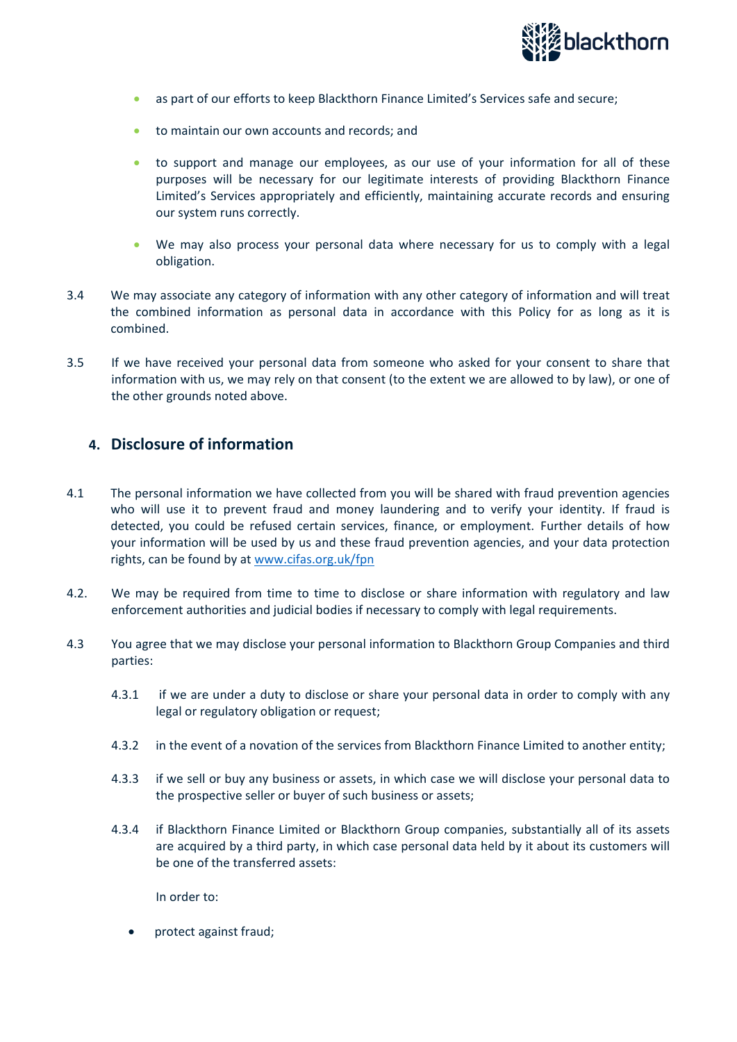- as part of our efforts to keep Blackthorn Finance Limited's Services safe and secure;
- to maintain our own accounts and records; and
- to support and manage our employees, as our use of your information for all of these purposes will be necessary for our legitimate interests of providing Blackthorn Finance Limited's Services appropriately and efficiently, maintaining accurate records and ensuring our system runs correctly.
- We may also process your personal data where necessary for us to comply with a legal obligation.

3.4 We may associate any category of information with any other category of information and will treat the combined information as personal data in accordance with this Policy for as long as it is combined.

3.5 If we have received your personal data from someone who asked for your consent to share that information with us, we may rely on that consent (to the extent we are allowed to by law), or one of the other grounds noted above.

## 4. Disclosure of information

4.1 The personal information we have collected from you will be shared with fraud prevention agencies who will use it to prevent fraud and money laundering and to verify your identity. If fraud is detected, you could be refused certain services, finance, or employment. Further details of how your information will be used by us and these fraud prevention agencies, and your data protection rights, can be found by at [www.cifas.org.uk/fpn](www.cifas.org.uk/fpn)

4.2. We may be required from time to time to disclose or share information with regulatory and law enforcement authorities and judicial bodies if necessary to comply with legal requirements.

4.3 You agree that we may disclose your personal information to Blackthorn Group Companies and third parties:

4.3.1 if we are under a duty to disclose or share your personal data in order to comply with any legal or regulatory obligation or request;

4.3.2 in the event of a novation of the services from Blackthorn Finance Limited to another entity;

4.3.3 if we sell or buy any business or assets, in which case we will disclose your personal data to the prospective seller or buyer of such business or assets;

4.3.4 if Blackthorn Finance Limited or Blackthorn Group companies, substantially all of its assets are acquired by a third party, in which case personal data held by it about its customers will be one of the transferred assets:

In order to:

- protect against fraud;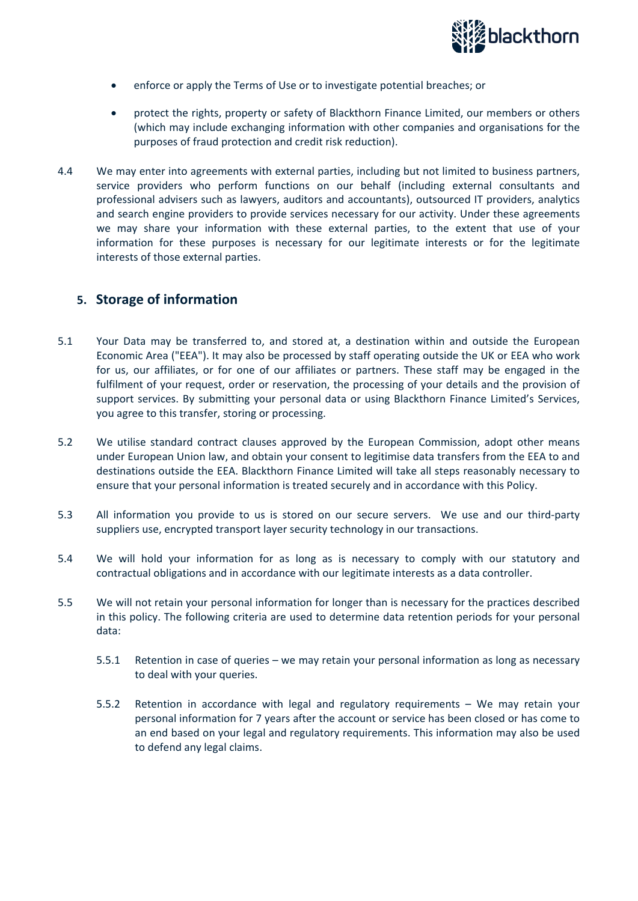- enforce or apply the Terms of Use or to investigate potential breaches; or
- protect the rights, property or safety of Blackthorn Finance Limited, our members or others (which may include exchanging information with other companies and organisations for the purposes of fraud protection and credit risk reduction).

4.4 We may enter into agreements with external parties, including but not limited to business partners, service providers who perform functions on our behalf (including external consultants and professional advisers such as lawyers, auditors and accountants), outsourced IT providers, analytics and search engine providers to provide services necessary for our activity. Under these agreements we may share your information with these external parties, to the extent that use of your information for these purposes is necessary for our legitimate interests or for the legitimate interests of those external parties.

## 5. Storage of information

5.1 Your Data may be transferred to, and stored at, a destination within and outside the European Economic Area ("EEA"). It may also be processed by staff operating outside the UK or EEA who work for us, our affiliates, or for one of our affiliates or partners. These staff may be engaged in the fulfilment of your request, order or reservation, the processing of your details and the provision of support services. By submitting your personal data or using Blackthorn Finance Limited's Services, you agree to this transfer, storing or processing.

5.2 We utilise standard contract clauses approved by the European Commission, adopt other means under European Union law, and obtain your consent to legitimise data transfers from the EEA to and destinations outside the EEA. Blackthorn Finance Limited will take all steps reasonably necessary to ensure that your personal information is treated securely and in accordance with this Policy.

5.3 All information you provide to us is stored on our secure servers. We use and our third-party suppliers use, encrypted transport layer security technology in our transactions.

5.4 We will hold your information for as long as is necessary to comply with our statutory and contractual obligations and in accordance with our legitimate interests as a data controller.

5.5 We will not retain your personal information for longer than is necessary for the practices described in this policy. The following criteria are used to determine data retention periods for your personal data:

5.5.1 Retention in case of queries – we may retain your personal information as long as necessary to deal with your queries.

5.5.2 Retention in accordance with legal and regulatory requirements – We may retain your personal information for 7 years after the account or service has been closed or has come to an end based on your legal and regulatory requirements. This information may also be used to defend any legal claims.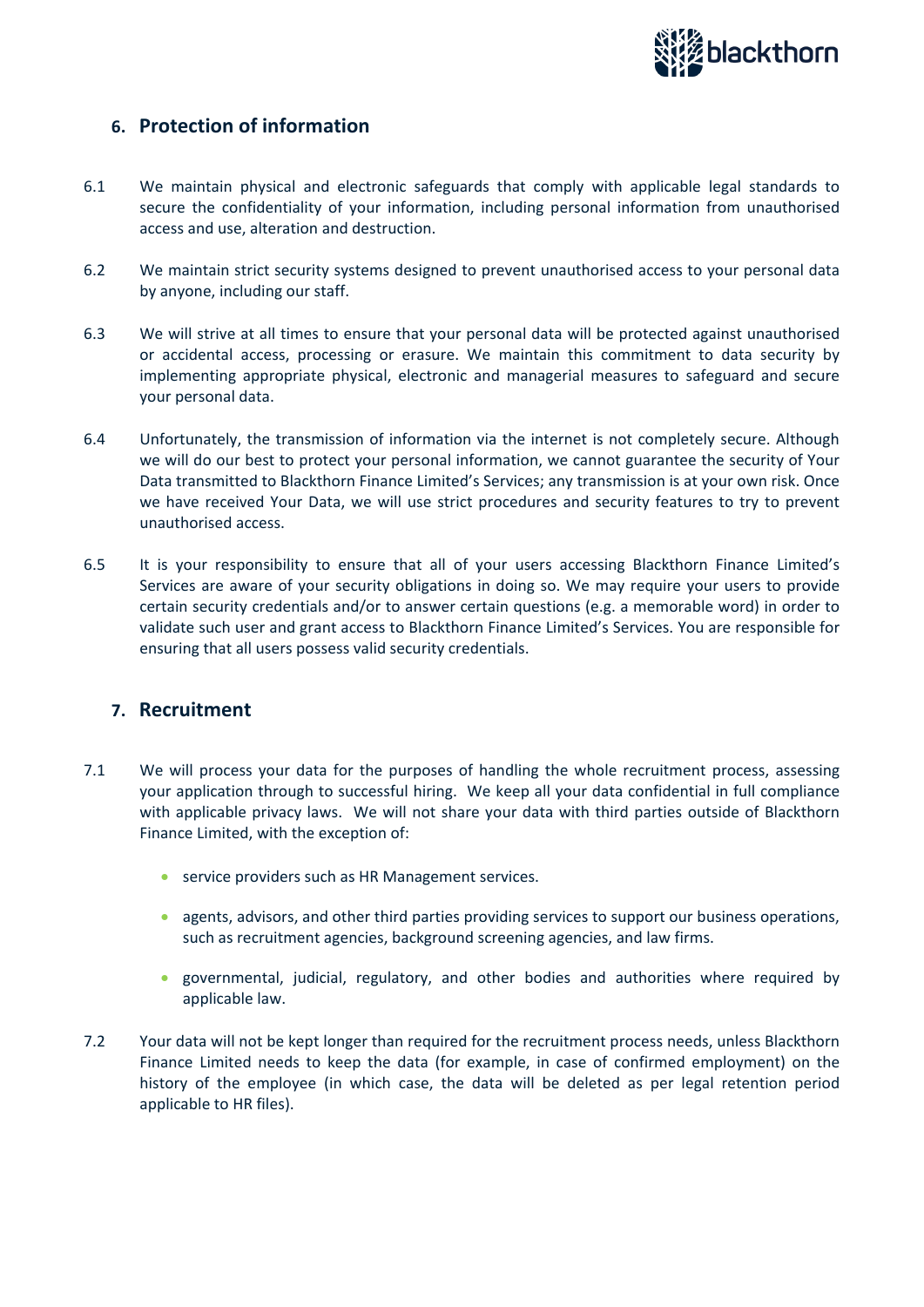## 6. Protection of information

6.1 We maintain physical and electronic safeguards that comply with applicable legal standards to secure the confidentiality of your information, including personal information from unauthorised access and use, alteration and destruction.

6.2 We maintain strict security systems designed to prevent unauthorised access to your personal data by anyone, including our staff.

6.3 We will strive at all times to ensure that your personal data will be protected against unauthorised or accidental access, processing or erasure. We maintain this commitment to data security by implementing appropriate physical, electronic and managerial measures to safeguard and secure your personal data.

6.4 Unfortunately, the transmission of information via the internet is not completely secure. Although we will do our best to protect your personal information, we cannot guarantee the security of Your Data transmitted to Blackthorn Finance Limited's Services; any transmission is at your own risk. Once we have received Your Data, we will use strict procedures and security features to try to prevent unauthorised access.

6.5 It is your responsibility to ensure that all of your users accessing Blackthorn Finance Limited's Services are aware of your security obligations in doing so. We may require your users to provide certain security credentials and/or to answer certain questions (e.g. a memorable word) in order to validate such user and grant access to Blackthorn Finance Limited's Services. You are responsible for ensuring that all users possess valid security credentials.

## 7. Recruitment

7.1 We will process your data for the purposes of handling the whole recruitment process, assessing your application through to successful hiring. We keep all your data confidential in full compliance with applicable privacy laws. We will not share your data with third parties outside of Blackthorn Finance Limited, with the exception of:

- service providers such as HR Management services.
- agents, advisors, and other third parties providing services to support our business operations, such as recruitment agencies, background screening agencies, and law firms.
- governmental, judicial, regulatory, and other bodies and authorities where required by applicable law.

7.2 Your data will not be kept longer than required for the recruitment process needs, unless Blackthorn Finance Limited needs to keep the data (for example, in case of confirmed employment) on the history of the employee (in which case, the data will be deleted as per legal retention period applicable to HR files).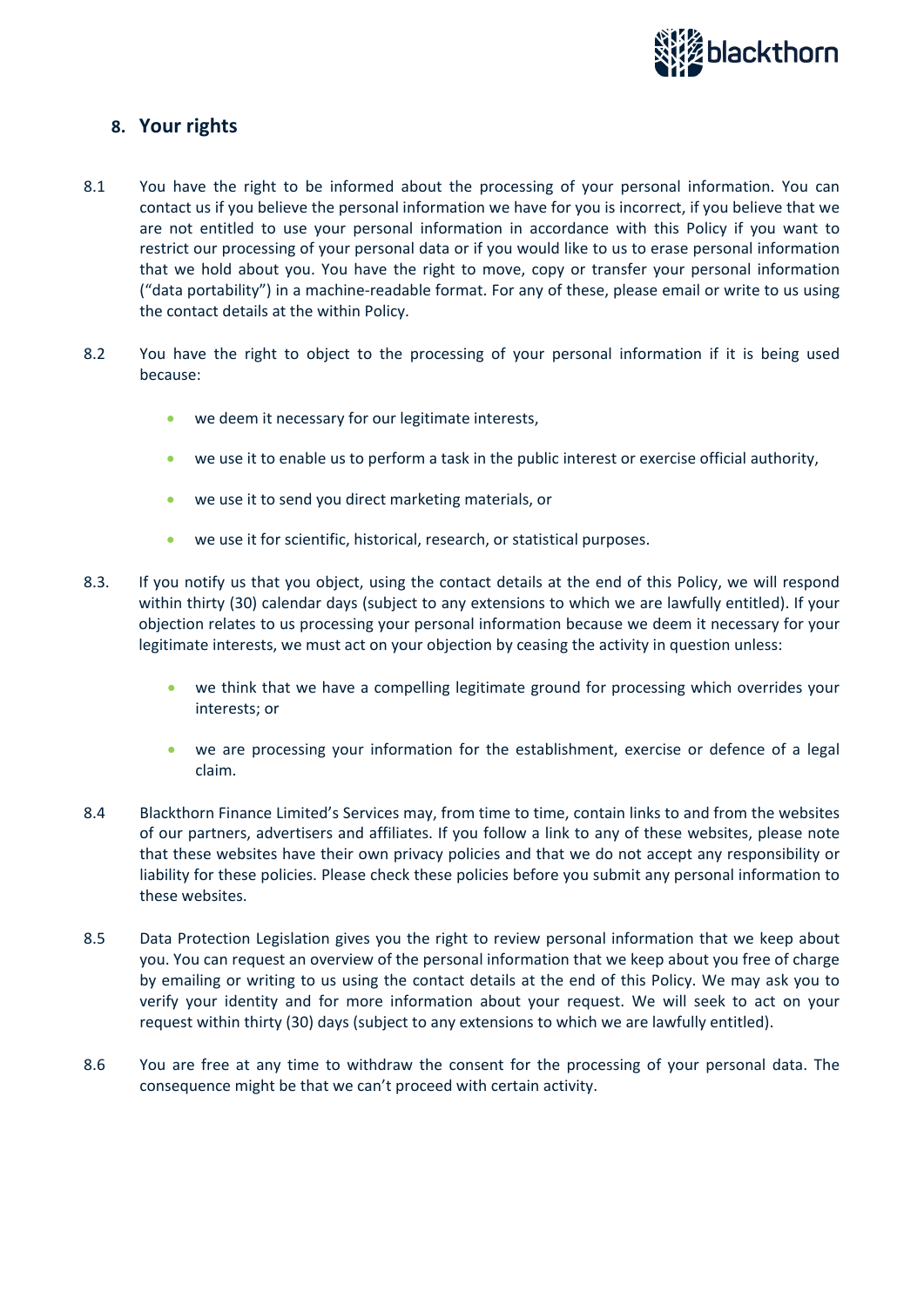## 8. Your rights

8.1 You have the right to be informed about the processing of your personal information. You can contact us if you believe the personal information we have for you is incorrect, if you believe that we are not entitled to use your personal information in accordance with this Policy if you want to restrict our processing of your personal data or if you would like to us to erase personal information that we hold about you. You have the right to move, copy or transfer your personal information ("data portability") in a machine-readable format. For any of these, please email or write to us using the contact details at the within Policy.

8.2 You have the right to object to the processing of your personal information if it is being used because:

- we deem it necessary for our legitimate interests,
- we use it to enable us to perform a task in the public interest or exercise official authority,
- we use it to send you direct marketing materials, or
- we use it for scientific, historical, research, or statistical purposes.

8.3. If you notify us that you object, using the contact details at the end of this Policy, we will respond within thirty (30) calendar days (subject to any extensions to which we are lawfully entitled). If your objection relates to us processing your personal information because we deem it necessary for your legitimate interests, we must act on your objection by ceasing the activity in question unless:

- we think that we have a compelling legitimate ground for processing which overrides your interests; or
- we are processing your information for the establishment, exercise or defence of a legal claim.

8.4 Blackthorn Finance Limited's Services may, from time to time, contain links to and from the websites of our partners, advertisers and affiliates. If you follow a link to any of these websites, please note that these websites have their own privacy policies and that we do not accept any responsibility or liability for these policies. Please check these policies before you submit any personal information to these websites.

8.5 Data Protection Legislation gives you the right to review personal information that we keep about you. You can request an overview of the personal information that we keep about you free of charge by emailing or writing to us using the contact details at the end of this Policy. We may ask you to verify your identity and for more information about your request. We will seek to act on your request within thirty (30) days (subject to any extensions to which we are lawfully entitled).

8.6 You are free at any time to withdraw the consent for the processing of your personal data. The consequence might be that we can't proceed with certain activity.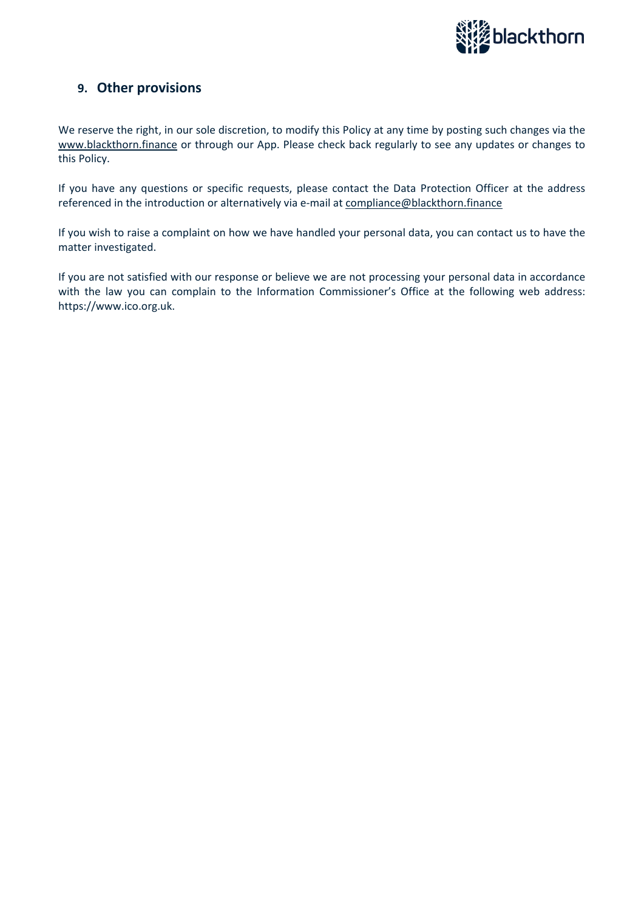## 9. Other provisions

We reserve the right, in our sole discretion, to modify this Policy at any time by posting such changes via the www.blackthorn.finance or through our App. Please check back regularly to see any updates or changes to this Policy.

If you have any questions or specific requests, please contact the Data Protection Officer at the address referenced in the introduction or alternatively via e-mail at compliance@blackthorn.finance

If you wish to raise a complaint on how we have handled your personal data, you can contact us to have the matter investigated.

If you are not satisfied with our response or believe we are not processing your personal data in accordance with the law you can complain to the Information Commissioner's Office at the following web address: https://www.ico.org.uk.